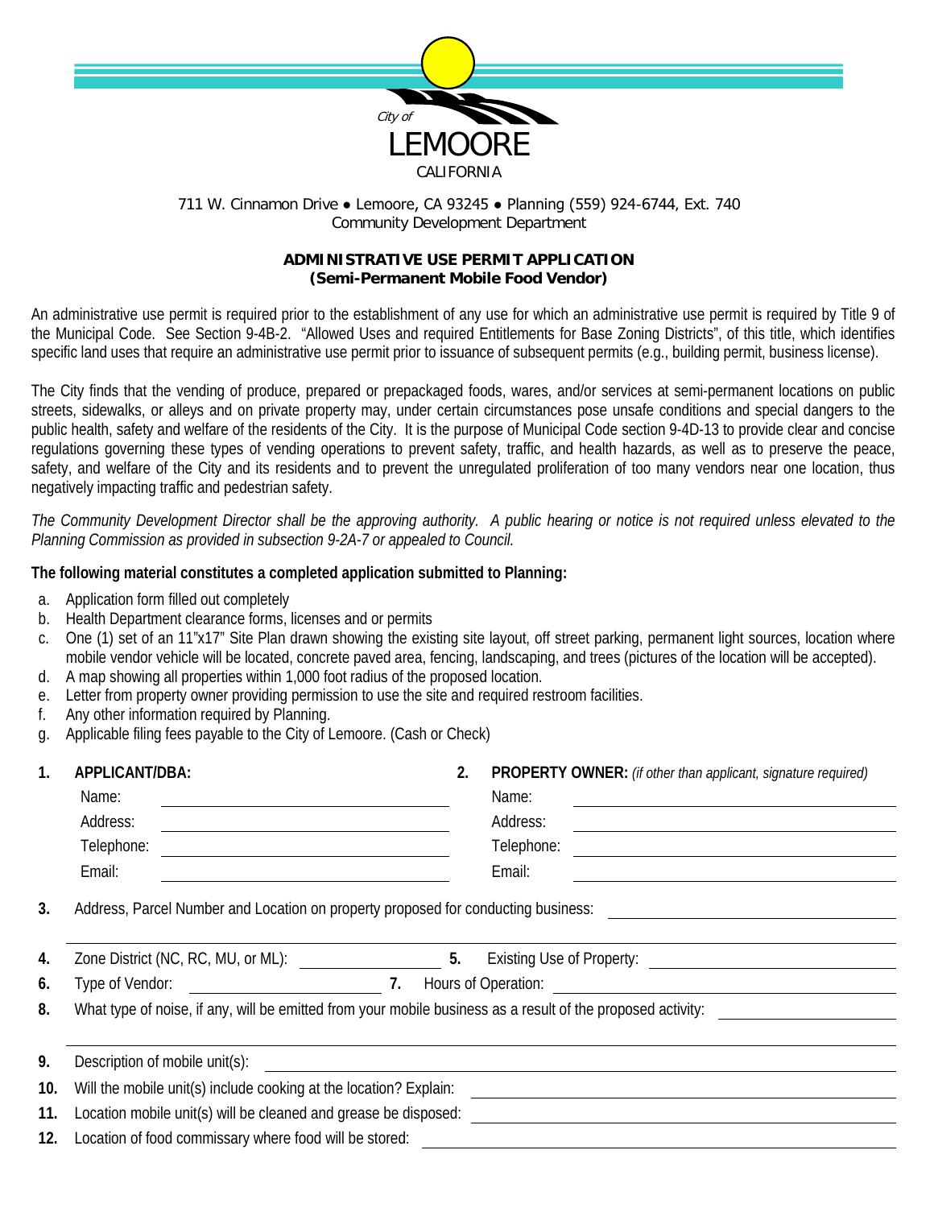City of
LEMOORE
CALIFORNIA

711 W. Cinnamon Drive ● Lemoore, CA 93245 ● Planning (559) 924-6744, Ext. 740
Community Development Department

## ADMINISTRATIVE USE PERMIT APPLICATION
## (Semi-Permanent Mobile Food Vendor)

An administrative use permit is required prior to the establishment of any use for which an administrative use permit is required by Title 9 of the Municipal Code. See Section 9-4B-2. "Allowed Uses and required Entitlements for Base Zoning Districts", of this title, which identifies specific land uses that require an administrative use permit prior to issuance of subsequent permits (e.g., building permit, business license).

The City finds that the vending of produce, prepared or prepackaged foods, wares, and/or services at semi-permanent locations on public streets, sidewalks, or alleys and on private property may, under certain circumstances pose unsafe conditions and special dangers to the public health, safety and welfare of the residents of the City. It is the purpose of Municipal Code section 9-4D-13 to provide clear and concise regulations governing these types of vending operations to prevent safety, traffic, and health hazards, as well as to preserve the peace, safety, and welfare of the City and its residents and to prevent the unregulated proliferation of too many vendors near one location, thus negatively impacting traffic and pedestrian safety.

*The Community Development Director shall be the approving authority. A public hearing or notice is not required unless elevated to the Planning Commission as provided in subsection 9-2A-7 or appealed to Council.*

**The following material constitutes a completed application submitted to Planning:**

a. Application form filled out completely
b. Health Department clearance forms, licenses and or permits
c. One (1) set of an 11"x17" Site Plan drawn showing the existing site layout, off street parking, permanent light sources, location where mobile vendor vehicle will be located, concrete paved area, fencing, landscaping, and trees (pictures of the location will be accepted).
d. A map showing all properties within 1,000 foot radius of the proposed location.
e. Letter from property owner providing permission to use the site and required restroom facilities.
f. Any other information required by Planning.
g. Applicable filing fees payable to the City of Lemoore. (Cash or Check)

**1. APPLICANT/DBA:**

Name: ______________________
Address: ______________________
Telephone: ______________________
Email: ______________________

**2. PROPERTY OWNER:** *(if other than applicant, signature required)*

Name: ______________________
Address: ______________________
Telephone: ______________________
Email: ______________________

**3.** Address, Parcel Number and Location on property proposed for conducting business: ______________________

______________________________________________

**4.** Zone District (NC, RC, MU, or ML): ____________ **5.** Existing Use of Property: ______________________

**6.** Type of Vendor: ____________ **7.** Hours of Operation: ______________________

**8.** What type of noise, if any, will be emitted from your mobile business as a result of the proposed activity: ____________

______________________________________________

**9.** Description of mobile unit(s): ______________________

**10.** Will the mobile unit(s) include cooking at the location? Explain: ______________________

**11.** Location mobile unit(s) will be cleaned and grease be disposed: ______________________

**12.** Location of food commissary where food will be stored: ______________________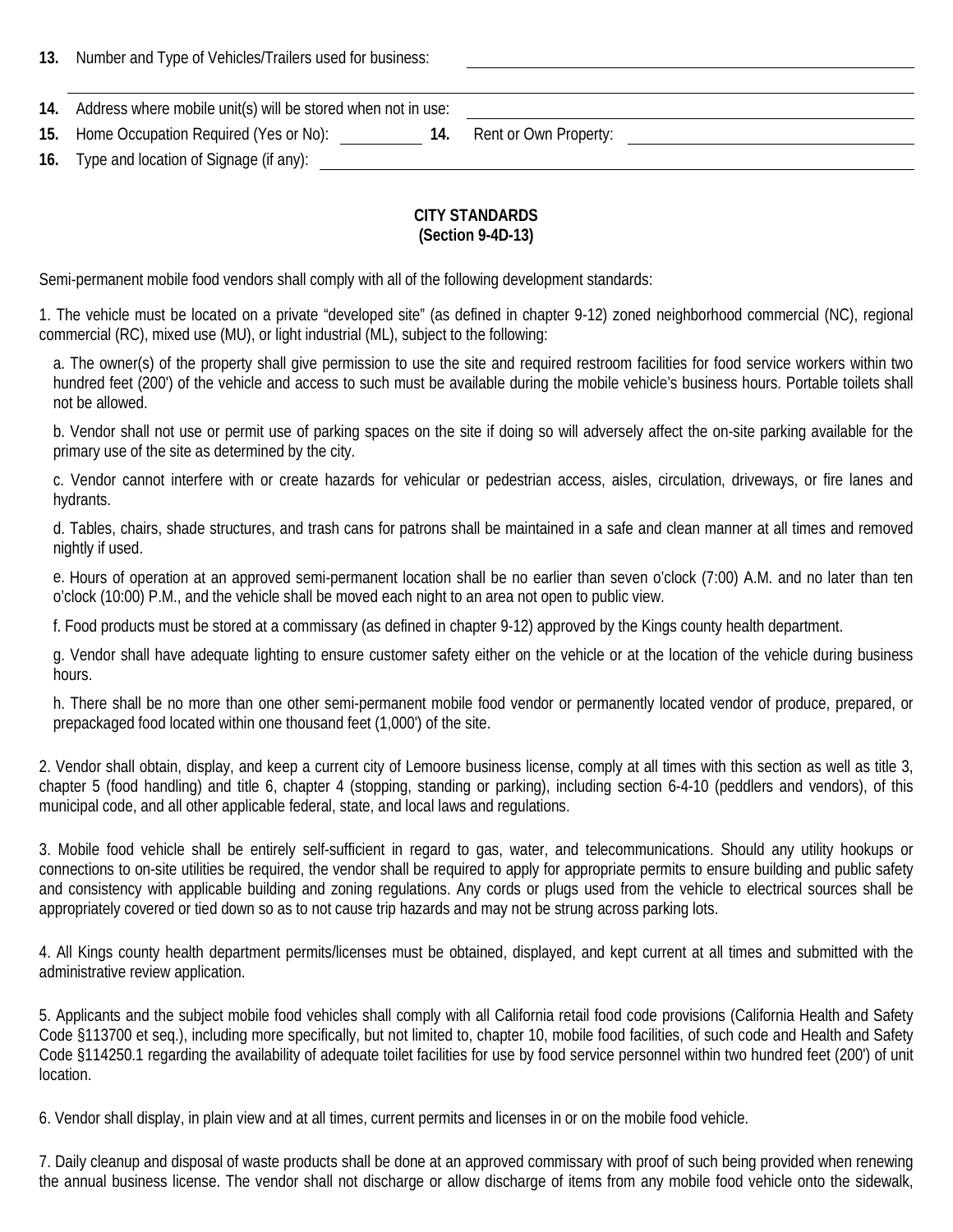**13.** Number and Type of Vehicles/Trailers used for business: \_\_\_\_\_\_\_\_\_\_\_\_\_\_\_\_\_\_\_\_\_\_\_\_\_\_\_\_\_\_\_\_\_\_\_\_

\_\_\_\_\_\_\_\_\_\_\_\_\_\_\_\_\_\_\_\_\_\_\_\_\_\_\_\_\_\_\_\_\_\_\_\_\_\_\_\_\_\_\_\_\_\_\_\_\_\_\_\_\_\_\_\_\_\_\_\_\_\_\_\_\_\_\_\_\_\_

**14.** Address where mobile unit(s) will be stored when not in use: \_\_\_\_\_\_\_\_\_\_\_\_\_\_\_\_\_\_\_\_\_\_\_\_\_\_\_\_\_\_\_\_\_\_\_\_

**15.** Home Occupation Required (Yes or No): \_\_\_\_\_\_\_\_\_\_ **14.** Rent or Own Property: \_\_\_\_\_\_\_\_\_\_\_\_\_\_\_\_\_\_\_\_\_\_\_\_

**16.** Type and location of Signage (if any): \_\_\_\_\_\_\_\_\_\_\_\_\_\_\_\_\_\_\_\_\_\_\_\_\_\_\_\_\_\_\_\_\_\_\_\_\_\_\_\_\_\_\_\_

**CITY STANDARDS**
**(Section 9-4D-13)**

Semi-permanent mobile food vendors shall comply with all of the following development standards:

1. The vehicle must be located on a private "developed site" (as defined in chapter 9-12) zoned neighborhood commercial (NC), regional commercial (RC), mixed use (MU), or light industrial (ML), subject to the following:

   a. The owner(s) of the property shall give permission to use the site and required restroom facilities for food service workers within two hundred feet (200') of the vehicle and access to such must be available during the mobile vehicle's business hours. Portable toilets shall not be allowed.

   b. Vendor shall not use or permit use of parking spaces on the site if doing so will adversely affect the on-site parking available for the primary use of the site as determined by the city.

   c. Vendor cannot interfere with or create hazards for vehicular or pedestrian access, aisles, circulation, driveways, or fire lanes and hydrants.

   d. Tables, chairs, shade structures, and trash cans for patrons shall be maintained in a safe and clean manner at all times and removed nightly if used.

   e. Hours of operation at an approved semi-permanent location shall be no earlier than seven o'clock (7:00) A.M. and no later than ten o'clock (10:00) P.M., and the vehicle shall be moved each night to an area not open to public view.

   f. Food products must be stored at a commissary (as defined in chapter 9-12) approved by the Kings county health department.

   g. Vendor shall have adequate lighting to ensure customer safety either on the vehicle or at the location of the vehicle during business hours.

   h. There shall be no more than one other semi-permanent mobile food vendor or permanently located vendor of produce, prepared, or prepackaged food located within one thousand feet (1,000') of the site.

2. Vendor shall obtain, display, and keep a current city of Lemoore business license, comply at all times with this section as well as title 3, chapter 5 (food handling) and title 6, chapter 4 (stopping, standing or parking), including section 6-4-10 (peddlers and vendors), of this municipal code, and all other applicable federal, state, and local laws and regulations.

3. Mobile food vehicle shall be entirely self-sufficient in regard to gas, water, and telecommunications. Should any utility hookups or connections to on-site utilities be required, the vendor shall be required to apply for appropriate permits to ensure building and public safety and consistency with applicable building and zoning regulations. Any cords or plugs used from the vehicle to electrical sources shall be appropriately covered or tied down so as to not cause trip hazards and may not be strung across parking lots.

4. All Kings county health department permits/licenses must be obtained, displayed, and kept current at all times and submitted with the administrative review application.

5. Applicants and the subject mobile food vehicles shall comply with all California retail food code provisions (California Health and Safety Code §113700 et seq.), including more specifically, but not limited to, chapter 10, mobile food facilities, of such code and Health and Safety Code §114250.1 regarding the availability of adequate toilet facilities for use by food service personnel within two hundred feet (200') of unit location.

6. Vendor shall display, in plain view and at all times, current permits and licenses in or on the mobile food vehicle.

7. Daily cleanup and disposal of waste products shall be done at an approved commissary with proof of such being provided when renewing the annual business license. The vendor shall not discharge or allow discharge of items from any mobile food vehicle onto the sidewalk,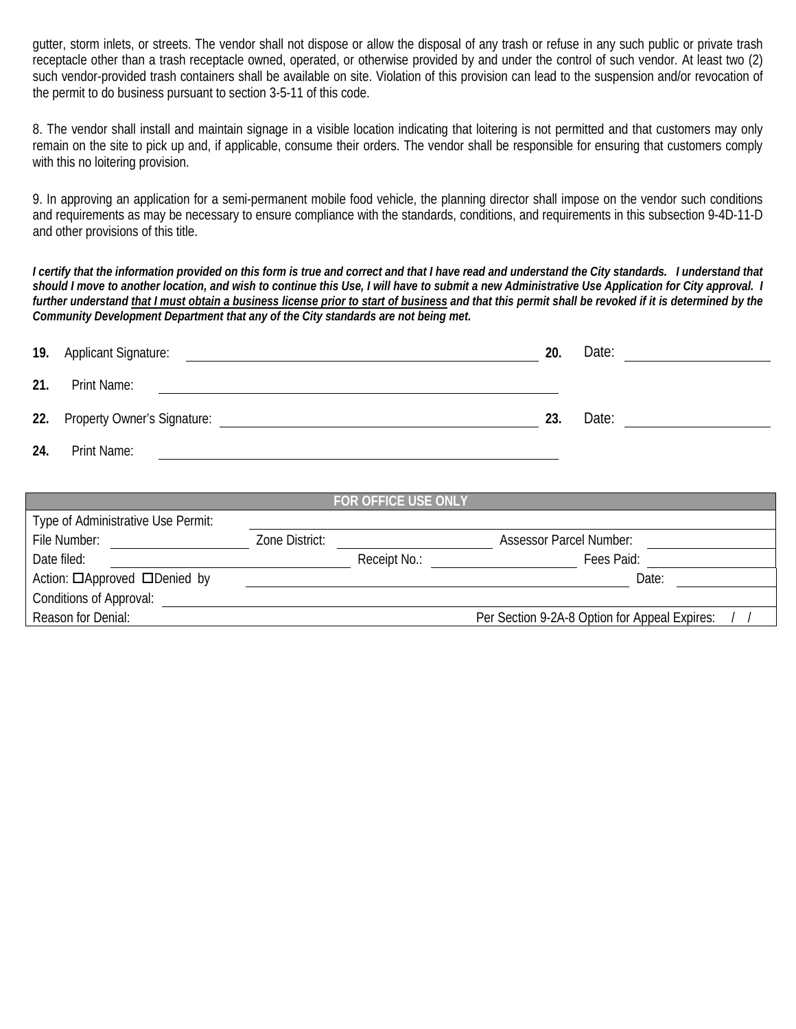gutter, storm inlets, or streets. The vendor shall not dispose or allow the disposal of any trash or refuse in any such public or private trash receptacle other than a trash receptacle owned, operated, or otherwise provided by and under the control of such vendor. At least two (2) such vendor-provided trash containers shall be available on site. Violation of this provision can lead to the suspension and/or revocation of the permit to do business pursuant to section 3-5-11 of this code.

8. The vendor shall install and maintain signage in a visible location indicating that loitering is not permitted and that customers may only remain on the site to pick up and, if applicable, consume their orders. The vendor shall be responsible for ensuring that customers comply with this no loitering provision.

9. In approving an application for a semi-permanent mobile food vehicle, the planning director shall impose on the vendor such conditions and requirements as may be necessary to ensure compliance with the standards, conditions, and requirements in this subsection 9-4D-11-D and other provisions of this title.

***I certify that the information provided on this form is true and correct and that I have read and understand the City standards. I understand that should I move to another location, and wish to continue this Use, I will have to submit a new Administrative Use Application for City approval. I further understand <u>that I must obtain a business license prior to start of business</u> and that this permit shall be revoked if it is determined by the Community Development Department that any of the City standards are not being met.***

**19.** Applicant Signature: ______________________________ **20.** Date: ______________

**21.** Print Name: ______________________________

**22.** Property Owner's Signature: ______________________________ **23.** Date: ______________

**24.** Print Name: ______________________________

| FOR OFFICE USE ONLY | | | | | |
|---|---|---|---|---|---|
| Type of Administrative Use Permit: | | | | | |
| File Number: | | Zone District: | | Assessor Parcel Number: | |
| Date filed: | | Receipt No.: | | Fees Paid: | |
| Action: ☐Approved ☐Denied by | | | | Date: | |
| Conditions of Approval: | | | | | |
| Reason for Denial: | | | | Per Section 9-2A-8 Option for Appeal Expires: / / | |